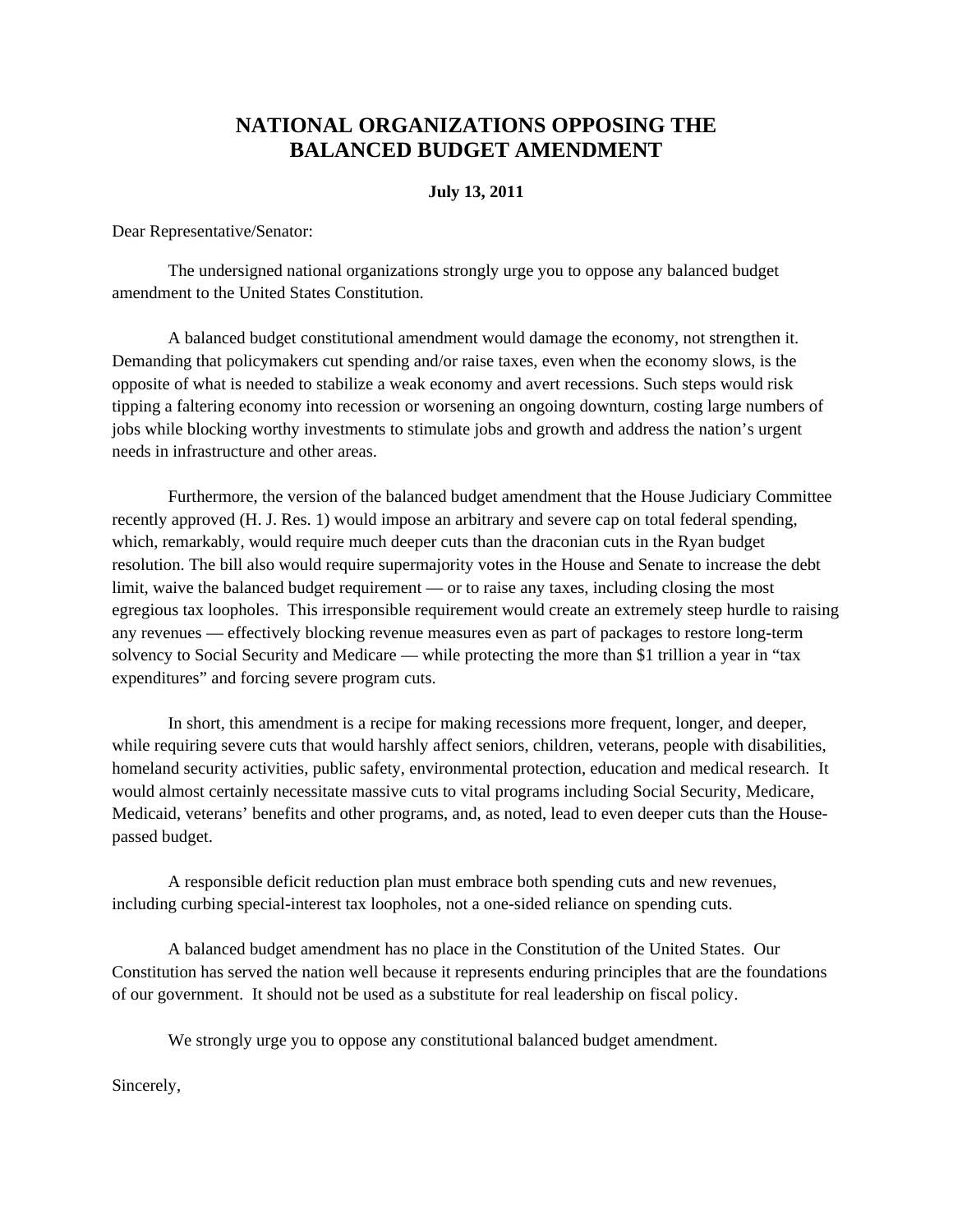# NATIONAL ORGANIZATIONS OPPOSING THE BALANCED BUDGET AMENDMENT

**July 13, 2011**

Dear Representative/Senator:

The undersigned national organizations strongly urge you to oppose any balanced budget amendment to the United States Constitution.

A balanced budget constitutional amendment would damage the economy, not strengthen it. Demanding that policymakers cut spending and/or raise taxes, even when the economy slows, is the opposite of what is needed to stabilize a weak economy and avert recessions. Such steps would risk tipping a faltering economy into recession or worsening an ongoing downturn, costing large numbers of jobs while blocking worthy investments to stimulate jobs and growth and address the nation's urgent needs in infrastructure and other areas.

Furthermore, the version of the balanced budget amendment that the House Judiciary Committee recently approved (H. J. Res. 1) would impose an arbitrary and severe cap on total federal spending, which, remarkably, would require much deeper cuts than the draconian cuts in the Ryan budget resolution. The bill also would require supermajority votes in the House and Senate to increase the debt limit, waive the balanced budget requirement — or to raise any taxes, including closing the most egregious tax loopholes. This irresponsible requirement would create an extremely steep hurdle to raising any revenues — effectively blocking revenue measures even as part of packages to restore long-term solvency to Social Security and Medicare — while protecting the more than $1 trillion a year in "tax expenditures" and forcing severe program cuts.

In short, this amendment is a recipe for making recessions more frequent, longer, and deeper, while requiring severe cuts that would harshly affect seniors, children, veterans, people with disabilities, homeland security activities, public safety, environmental protection, education and medical research. It would almost certainly necessitate massive cuts to vital programs including Social Security, Medicare, Medicaid, veterans' benefits and other programs, and, as noted, lead to even deeper cuts than the House-passed budget.

A responsible deficit reduction plan must embrace both spending cuts and new revenues, including curbing special-interest tax loopholes, not a one-sided reliance on spending cuts.

A balanced budget amendment has no place in the Constitution of the United States. Our Constitution has served the nation well because it represents enduring principles that are the foundations of our government. It should not be used as a substitute for real leadership on fiscal policy.

We strongly urge you to oppose any constitutional balanced budget amendment.

Sincerely,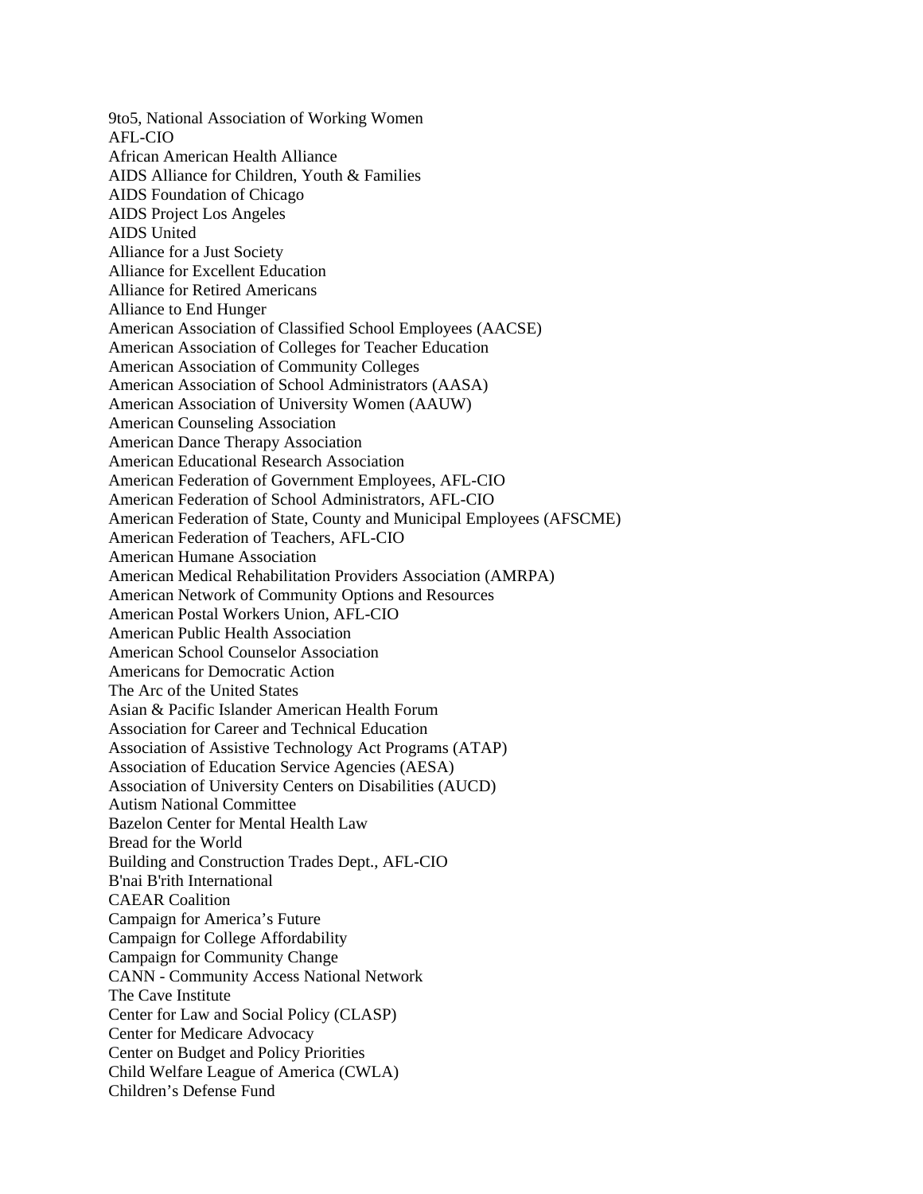9to5, National Association of Working Women
AFL-CIO
African American Health Alliance
AIDS Alliance for Children, Youth & Families
AIDS Foundation of Chicago
AIDS Project Los Angeles
AIDS United
Alliance for a Just Society
Alliance for Excellent Education
Alliance for Retired Americans
Alliance to End Hunger
American Association of Classified School Employees (AACSE)
American Association of Colleges for Teacher Education
American Association of Community Colleges
American Association of School Administrators (AASA)
American Association of University Women (AAUW)
American Counseling Association
American Dance Therapy Association
American Educational Research Association
American Federation of Government Employees, AFL-CIO
American Federation of School Administrators, AFL-CIO
American Federation of State, County and Municipal Employees (AFSCME)
American Federation of Teachers, AFL-CIO
American Humane Association
American Medical Rehabilitation Providers Association (AMRPA)
American Network of Community Options and Resources
American Postal Workers Union, AFL-CIO
American Public Health Association
American School Counselor Association
Americans for Democratic Action
The Arc of the United States
Asian & Pacific Islander American Health Forum
Association for Career and Technical Education
Association of Assistive Technology Act Programs (ATAP)
Association of Education Service Agencies (AESA)
Association of University Centers on Disabilities (AUCD)
Autism National Committee
Bazelon Center for Mental Health Law
Bread for the World
Building and Construction Trades Dept., AFL-CIO
B'nai B'rith International
CAEAR Coalition
Campaign for America's Future
Campaign for College Affordability
Campaign for Community Change
CANN - Community Access National Network
The Cave Institute
Center for Law and Social Policy (CLASP)
Center for Medicare Advocacy
Center on Budget and Policy Priorities
Child Welfare League of America (CWLA)
Children's Defense Fund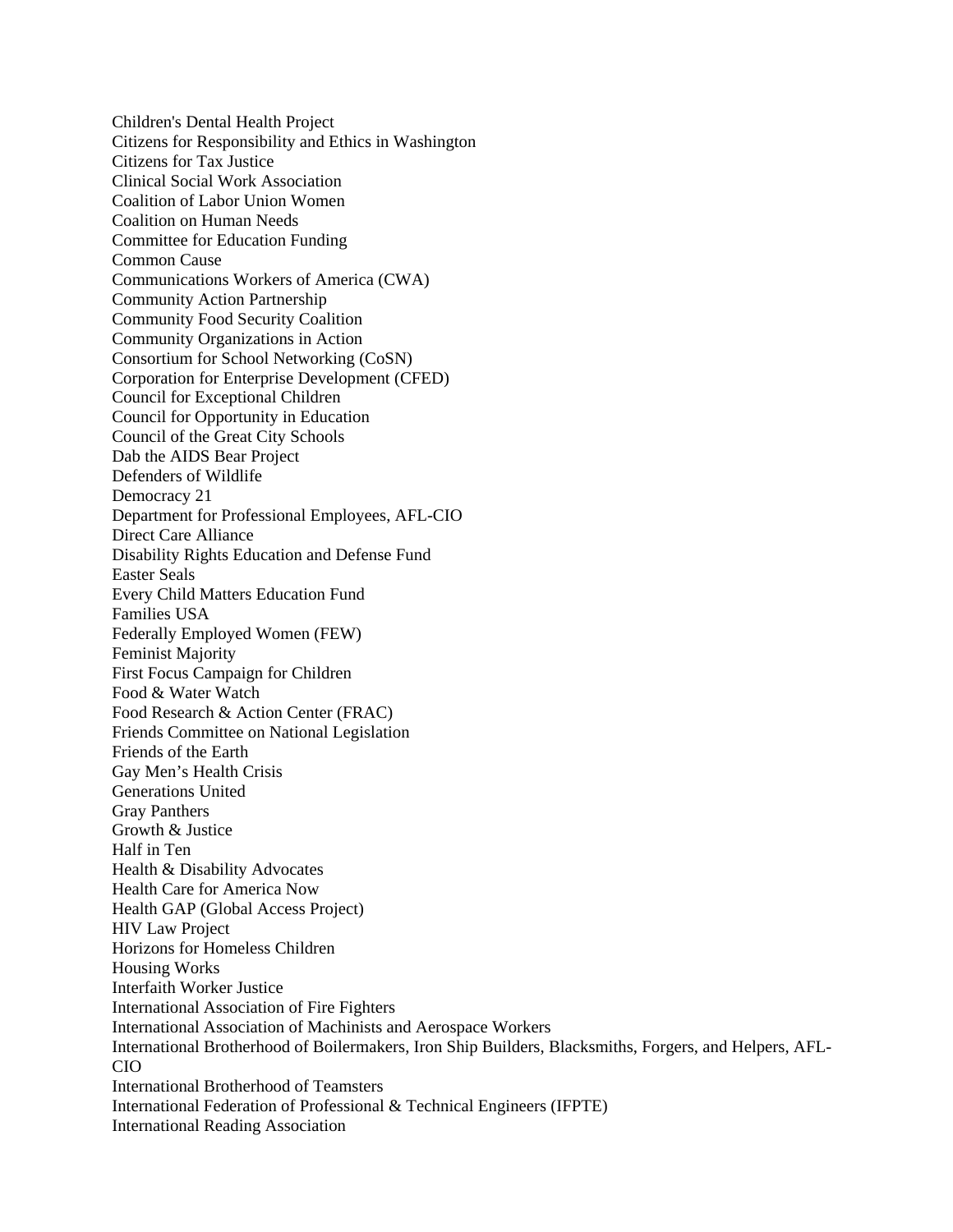Children's Dental Health Project
Citizens for Responsibility and Ethics in Washington
Citizens for Tax Justice
Clinical Social Work Association
Coalition of Labor Union Women
Coalition on Human Needs
Committee for Education Funding
Common Cause
Communications Workers of America (CWA)
Community Action Partnership
Community Food Security Coalition
Community Organizations in Action
Consortium for School Networking (CoSN)
Corporation for Enterprise Development (CFED)
Council for Exceptional Children
Council for Opportunity in Education
Council of the Great City Schools
Dab the AIDS Bear Project
Defenders of Wildlife
Democracy 21
Department for Professional Employees, AFL-CIO
Direct Care Alliance
Disability Rights Education and Defense Fund
Easter Seals
Every Child Matters Education Fund
Families USA
Federally Employed Women (FEW)
Feminist Majority
First Focus Campaign for Children
Food & Water Watch
Food Research & Action Center (FRAC)
Friends Committee on National Legislation
Friends of the Earth
Gay Men's Health Crisis
Generations United
Gray Panthers
Growth & Justice
Half in Ten
Health & Disability Advocates
Health Care for America Now
Health GAP (Global Access Project)
HIV Law Project
Horizons for Homeless Children
Housing Works
Interfaith Worker Justice
International Association of Fire Fighters
International Association of Machinists and Aerospace Workers
International Brotherhood of Boilermakers, Iron Ship Builders, Blacksmiths, Forgers, and Helpers, AFL-CIO
International Brotherhood of Teamsters
International Federation of Professional & Technical Engineers (IFPTE)
International Reading Association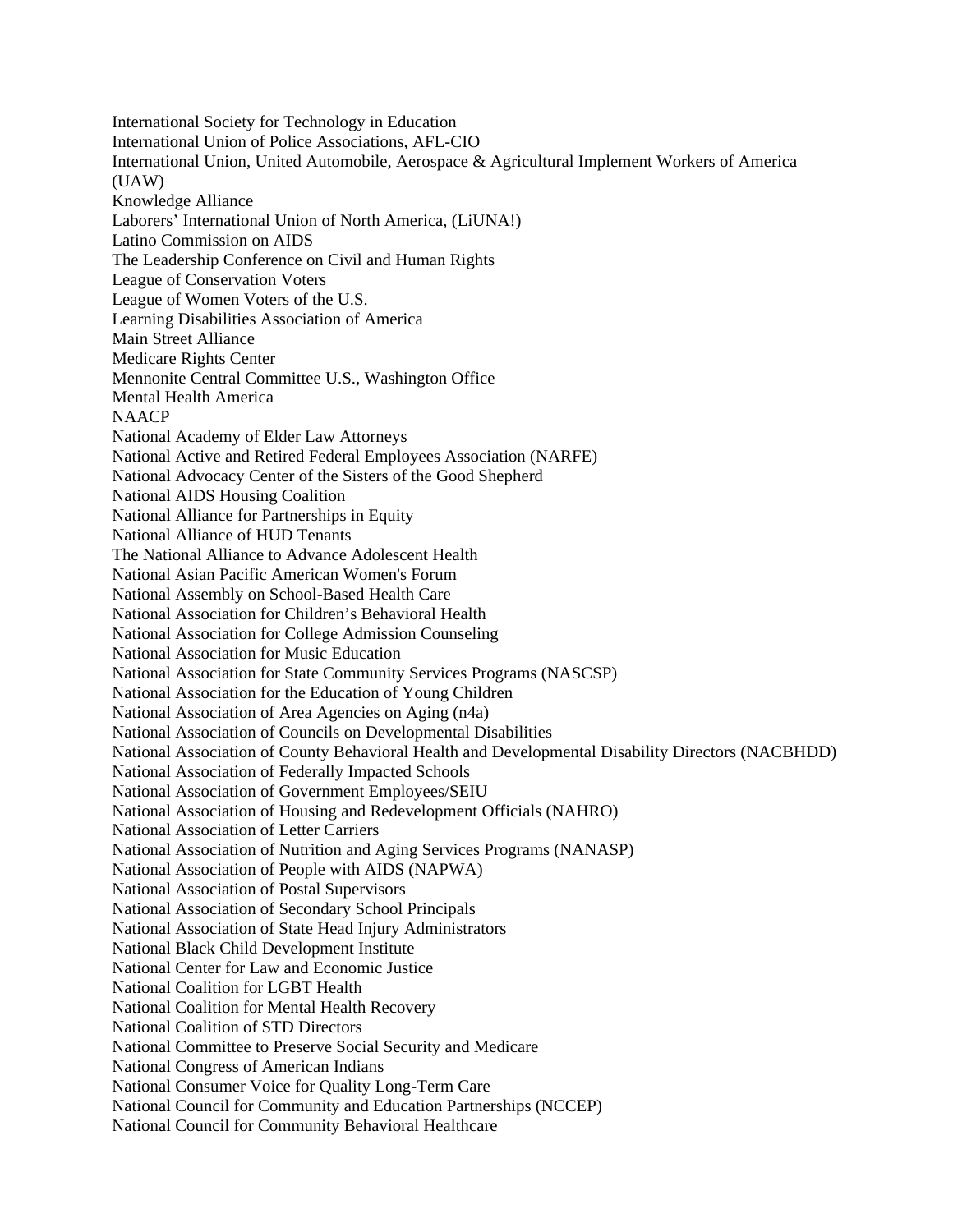International Society for Technology in Education
International Union of Police Associations, AFL-CIO
International Union, United Automobile, Aerospace & Agricultural Implement Workers of America (UAW)
Knowledge Alliance
Laborers' International Union of North America, (LiUNA!)
Latino Commission on AIDS
The Leadership Conference on Civil and Human Rights
League of Conservation Voters
League of Women Voters of the U.S.
Learning Disabilities Association of America
Main Street Alliance
Medicare Rights Center
Mennonite Central Committee U.S., Washington Office
Mental Health America
NAACP
National Academy of Elder Law Attorneys
National Active and Retired Federal Employees Association (NARFE)
National Advocacy Center of the Sisters of the Good Shepherd
National AIDS Housing Coalition
National Alliance for Partnerships in Equity
National Alliance of HUD Tenants
The National Alliance to Advance Adolescent Health
National Asian Pacific American Women's Forum
National Assembly on School-Based Health Care
National Association for Children's Behavioral Health
National Association for College Admission Counseling
National Association for Music Education
National Association for State Community Services Programs (NASCSP)
National Association for the Education of Young Children
National Association of Area Agencies on Aging (n4a)
National Association of Councils on Developmental Disabilities
National Association of County Behavioral Health and Developmental Disability Directors (NACBHDD)
National Association of Federally Impacted Schools
National Association of Government Employees/SEIU
National Association of Housing and Redevelopment Officials (NAHRO)
National Association of Letter Carriers
National Association of Nutrition and Aging Services Programs (NANASP)
National Association of People with AIDS (NAPWA)
National Association of Postal Supervisors
National Association of Secondary School Principals
National Association of State Head Injury Administrators
National Black Child Development Institute
National Center for Law and Economic Justice
National Coalition for LGBT Health
National Coalition for Mental Health Recovery
National Coalition of STD Directors
National Committee to Preserve Social Security and Medicare
National Congress of American Indians
National Consumer Voice for Quality Long-Term Care
National Council for Community and Education Partnerships (NCCEP)
National Council for Community Behavioral Healthcare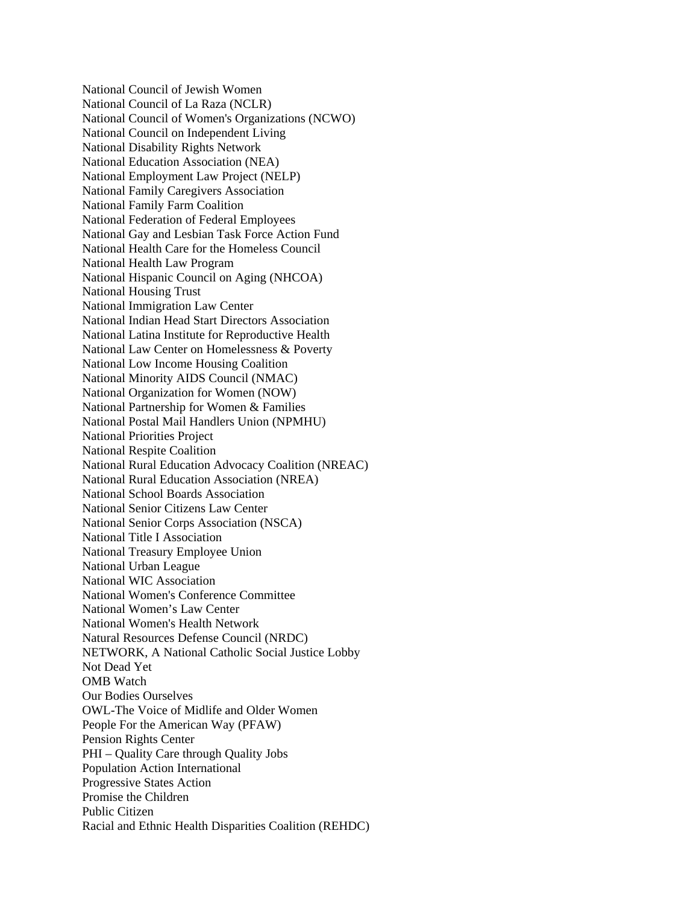National Council of Jewish Women
National Council of La Raza (NCLR)
National Council of Women's Organizations (NCWO)
National Council on Independent Living
National Disability Rights Network
National Education Association (NEA)
National Employment Law Project (NELP)
National Family Caregivers Association
National Family Farm Coalition
National Federation of Federal Employees
National Gay and Lesbian Task Force Action Fund
National Health Care for the Homeless Council
National Health Law Program
National Hispanic Council on Aging (NHCOA)
National Housing Trust
National Immigration Law Center
National Indian Head Start Directors Association
National Latina Institute for Reproductive Health
National Law Center on Homelessness & Poverty
National Low Income Housing Coalition
National Minority AIDS Council (NMAC)
National Organization for Women (NOW)
National Partnership for Women & Families
National Postal Mail Handlers Union (NPMHU)
National Priorities Project
National Respite Coalition
National Rural Education Advocacy Coalition (NREAC)
National Rural Education Association (NREA)
National School Boards Association
National Senior Citizens Law Center
National Senior Corps Association (NSCA)
National Title I Association
National Treasury Employee Union
National Urban League
National WIC Association
National Women's Conference Committee
National Women's Law Center
National Women's Health Network
Natural Resources Defense Council (NRDC)
NETWORK, A National Catholic Social Justice Lobby
Not Dead Yet
OMB Watch
Our Bodies Ourselves
OWL-The Voice of Midlife and Older Women
People For the American Way (PFAW)
Pension Rights Center
PHI – Quality Care through Quality Jobs
Population Action International
Progressive States Action
Promise the Children
Public Citizen
Racial and Ethnic Health Disparities Coalition (REHDC)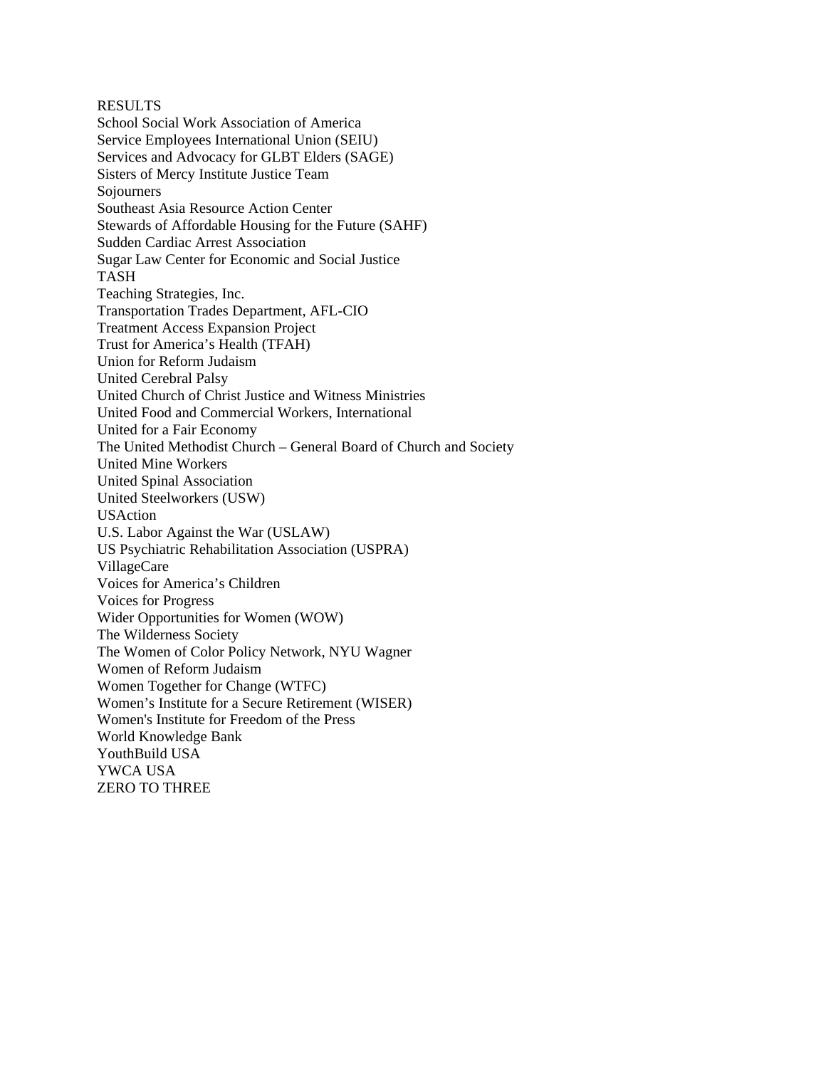RESULTS
School Social Work Association of America
Service Employees International Union (SEIU)
Services and Advocacy for GLBT Elders (SAGE)
Sisters of Mercy Institute Justice Team
Sojourners
Southeast Asia Resource Action Center
Stewards of Affordable Housing for the Future (SAHF)
Sudden Cardiac Arrest Association
Sugar Law Center for Economic and Social Justice
TASH
Teaching Strategies, Inc.
Transportation Trades Department, AFL-CIO
Treatment Access Expansion Project
Trust for America's Health (TFAH)
Union for Reform Judaism
United Cerebral Palsy
United Church of Christ Justice and Witness Ministries
United Food and Commercial Workers, International
United for a Fair Economy
The United Methodist Church – General Board of Church and Society
United Mine Workers
United Spinal Association
United Steelworkers (USW)
USAction
U.S. Labor Against the War (USLAW)
US Psychiatric Rehabilitation Association (USPRA)
VillageCare
Voices for America's Children
Voices for Progress
Wider Opportunities for Women (WOW)
The Wilderness Society
The Women of Color Policy Network, NYU Wagner
Women of Reform Judaism
Women Together for Change (WTFC)
Women's Institute for a Secure Retirement (WISER)
Women's Institute for Freedom of the Press
World Knowledge Bank
YouthBuild USA
YWCA USA
ZERO TO THREE